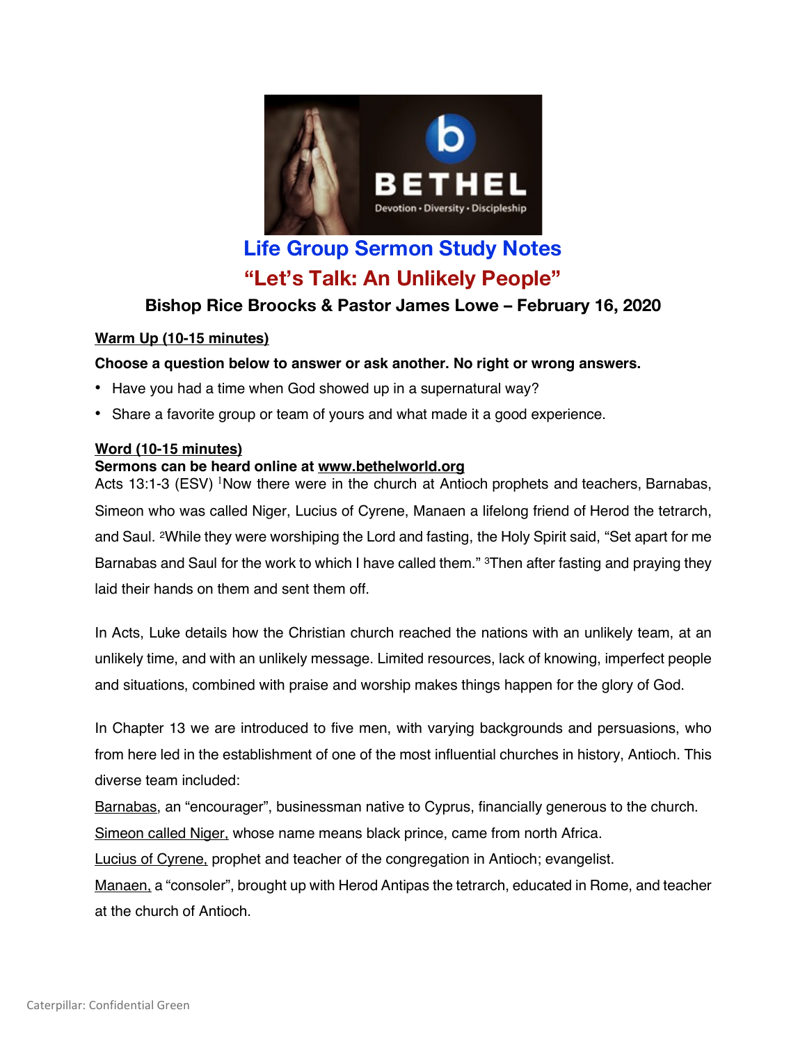# Life Group Sermon Study Notes

## "Let's Talk: An Unlikely People"

### Bishop Rice Broocks & Pastor James Lowe – February 16, 2020

**Warm Up (10-15 minutes)**

**Choose a question below to answer or ask another. No right or wrong answers.**

- Have you had a time when God showed up in a supernatural way?
- Share a favorite group or team of yours and what made it a good experience.

**Word (10-15 minutes)**

**Sermons can be heard online at www.bethelworld.org**

Acts 13:1-3 (ESV) [1]Now there were in the church at Antioch prophets and teachers, Barnabas, Simeon who was called Niger, Lucius of Cyrene, Manaen a lifelong friend of Herod the tetrarch, and Saul. [2]While they were worshiping the Lord and fasting, the Holy Spirit said, "Set apart for me Barnabas and Saul for the work to which I have called them." [3]Then after fasting and praying they laid their hands on them and sent them off.

In Acts, Luke details how the Christian church reached the nations with an unlikely team, at an unlikely time, and with an unlikely message. Limited resources, lack of knowing, imperfect people and situations, combined with praise and worship makes things happen for the glory of God.

In Chapter 13 we are introduced to five men, with varying backgrounds and persuasions, who from here led in the establishment of one of the most influential churches in history, Antioch. This diverse team included:

Barnabas, an "encourager", businessman native to Cyprus, financially generous to the church.
Simeon called Niger, whose name means black prince, came from north Africa.
Lucius of Cyrene, prophet and teacher of the congregation in Antioch; evangelist.
Manaen, a "consoler", brought up with Herod Antipas the tetrarch, educated in Rome, and teacher at the church of Antioch.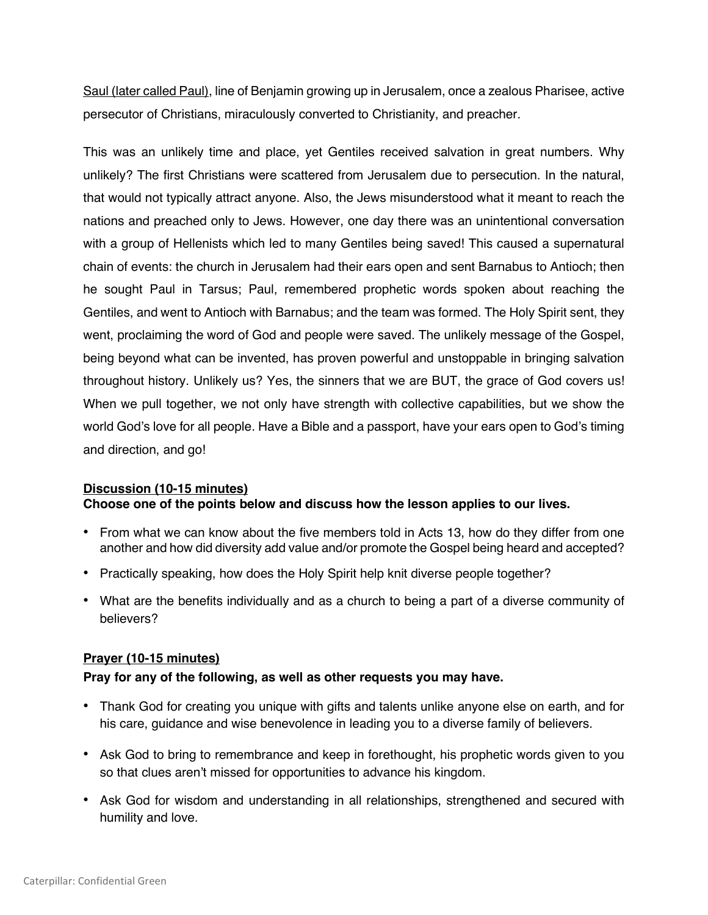Saul (later called Paul), line of Benjamin growing up in Jerusalem, once a zealous Pharisee, active persecutor of Christians, miraculously converted to Christianity, and preacher.

This was an unlikely time and place, yet Gentiles received salvation in great numbers. Why unlikely? The first Christians were scattered from Jerusalem due to persecution. In the natural, that would not typically attract anyone. Also, the Jews misunderstood what it meant to reach the nations and preached only to Jews. However, one day there was an unintentional conversation with a group of Hellenists which led to many Gentiles being saved! This caused a supernatural chain of events: the church in Jerusalem had their ears open and sent Barnabus to Antioch; then he sought Paul in Tarsus; Paul, remembered prophetic words spoken about reaching the Gentiles, and went to Antioch with Barnabus; and the team was formed. The Holy Spirit sent, they went, proclaiming the word of God and people were saved. The unlikely message of the Gospel, being beyond what can be invented, has proven powerful and unstoppable in bringing salvation throughout history. Unlikely us? Yes, the sinners that we are BUT, the grace of God covers us! When we pull together, we not only have strength with collective capabilities, but we show the world God's love for all people. Have a Bible and a passport, have your ears open to God's timing and direction, and go!

**Discussion (10-15 minutes)**

**Choose one of the points below and discuss how the lesson applies to our lives.**

- From what we can know about the five members told in Acts 13, how do they differ from one another and how did diversity add value and/or promote the Gospel being heard and accepted?
- Practically speaking, how does the Holy Spirit help knit diverse people together?
- What are the benefits individually and as a church to being a part of a diverse community of believers?

**Prayer (10-15 minutes)**

**Pray for any of the following, as well as other requests you may have.**

- Thank God for creating you unique with gifts and talents unlike anyone else on earth, and for his care, guidance and wise benevolence in leading you to a diverse family of believers.
- Ask God to bring to remembrance and keep in forethought, his prophetic words given to you so that clues aren't missed for opportunities to advance his kingdom.
- Ask God for wisdom and understanding in all relationships, strengthened and secured with humility and love.